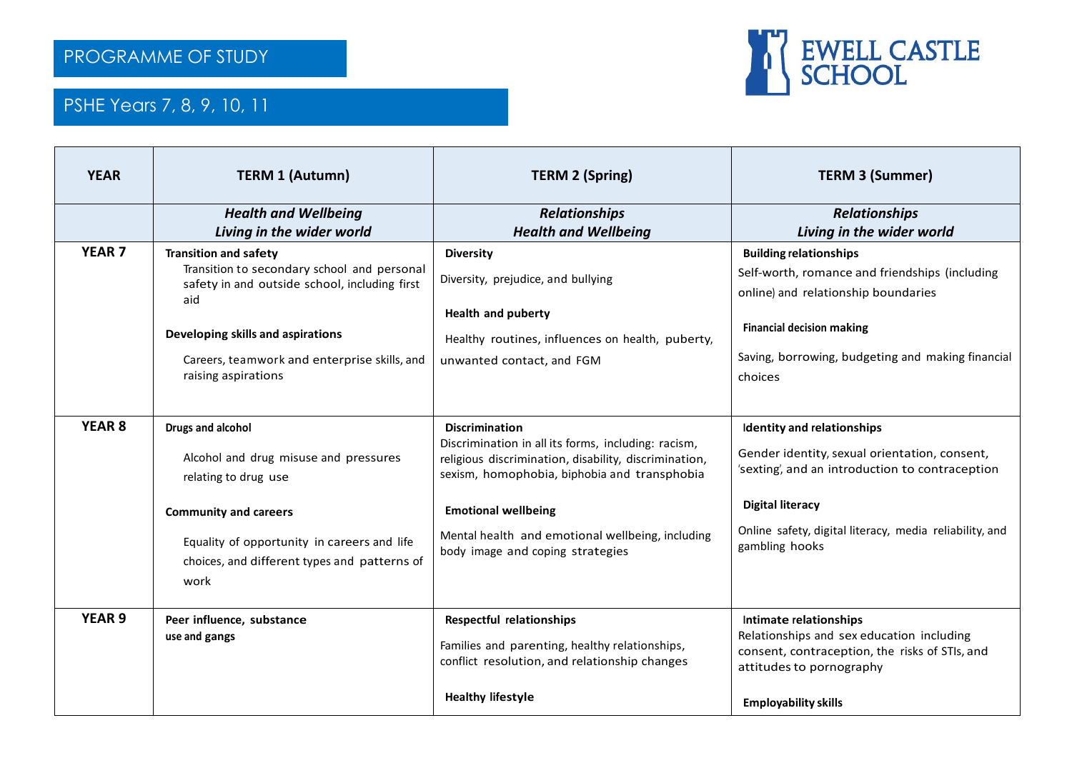# PROGRAMME OF STUDY

## PSHE Years 7, 8, 9, 10, 11

EWELL CASTLE SCHOOL

| YEAR | TERM 1 (Autumn) | TERM 2 (Spring) | TERM 3 (Summer) |
|---|---|---|---|
| | ***Health and Wellbeing*** <br> ***Living in the wider world*** | ***Relationships*** <br> ***Health and Wellbeing*** | ***Relationships*** <br> ***Living in the wider world*** |
| **YEAR 7** | **Transition and safety** <br> Transition to secondary school and personal safety in and outside school, including first aid <br><br> **Developing skills and aspirations** <br> Careers, teamwork and enterprise skills, and raising aspirations | **Diversity** <br> Diversity, prejudice, and bullying <br><br> **Health and puberty** <br> Healthy routines, influences on health, puberty, unwanted contact, and FGM | **Building relationships** <br> Self-worth, romance and friendships (including online) and relationship boundaries <br><br> **Financial decision making** <br> Saving, borrowing, budgeting and making financial choices |
| **YEAR 8** | **Drugs and alcohol** <br> Alcohol and drug misuse and pressures relating to drug use <br><br> **Community and careers** <br> Equality of opportunity in careers and life choices, and different types and patterns of work | **Discrimination** <br> Discrimination in all its forms, including: racism, religious discrimination, disability, discrimination, sexism, homophobia, biphobia and transphobia <br><br> **Emotional wellbeing** <br> Mental health and emotional wellbeing, including body image and coping strategies | **Identity and relationships** <br> Gender identity, sexual orientation, consent, 'sexting', and an introduction to contraception <br><br> **Digital literacy** <br> Online safety, digital literacy, media reliability, and gambling hooks |
| **YEAR 9** | **Peer influence, substance use and gangs** | **Respectful relationships** <br> Families and parenting, healthy relationships, conflict resolution, and relationship changes <br><br> **Healthy lifestyle** | **Intimate relationships** <br> Relationships and sex education including consent, contraception, the risks of STIs, and attitudes to pornography <br><br> **Employability skills** |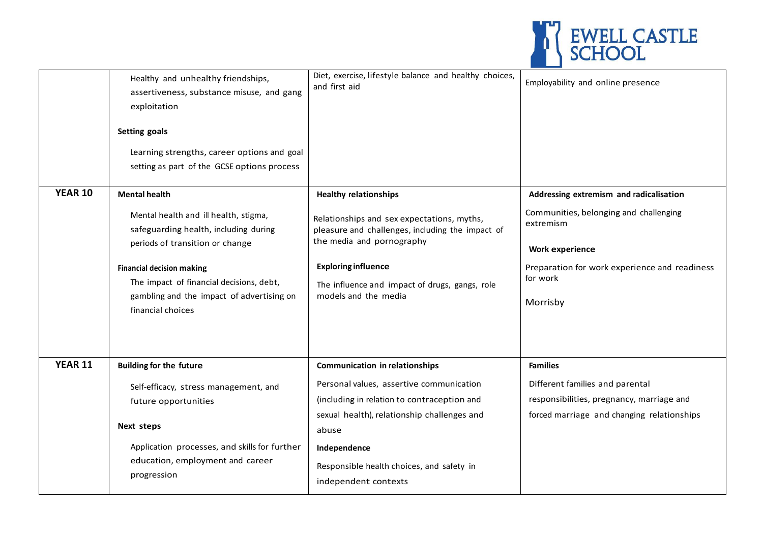| | | | |
|---|---|---|---|
| | Healthy and unhealthy friendships, assertiveness, substance misuse, and gang exploitation<br><br>**Setting goals**<br><br>Learning strengths, career options and goal setting as part of the GCSE options process | Diet, exercise, lifestyle balance and healthy choices, and first aid | Employability and online presence |
| **YEAR 10** | **Mental health**<br><br>Mental health and ill health, stigma, safeguarding health, including during periods of transition or change<br><br>**Financial decision making**<br><br>The impact of financial decisions, debt, gambling and the impact of advertising on financial choices | **Healthy relationships**<br><br>Relationships and sex expectations, myths, pleasure and challenges, including the impact of the media and pornography<br><br>**Exploring influence**<br><br>The influence and impact of drugs, gangs, role models and the media | **Addressing extremism and radicalisation**<br><br>Communities, belonging and challenging extremism<br><br>**Work experience**<br><br>Preparation for work experience and readiness for work<br><br>Morrisby |
| **YEAR 11** | **Building for the future**<br><br>Self-efficacy, stress management, and future opportunities<br><br>**Next steps**<br><br>Application processes, and skills for further education, employment and career progression | **Communication in relationships**<br><br>Personal values, assertive communication (including in relation to contraception and sexual health), relationship challenges and abuse<br><br>**Independence**<br><br>Responsible health choices, and safety in independent contexts | **Families**<br><br>Different families and parental responsibilities, pregnancy, marriage and forced marriage and changing relationships |